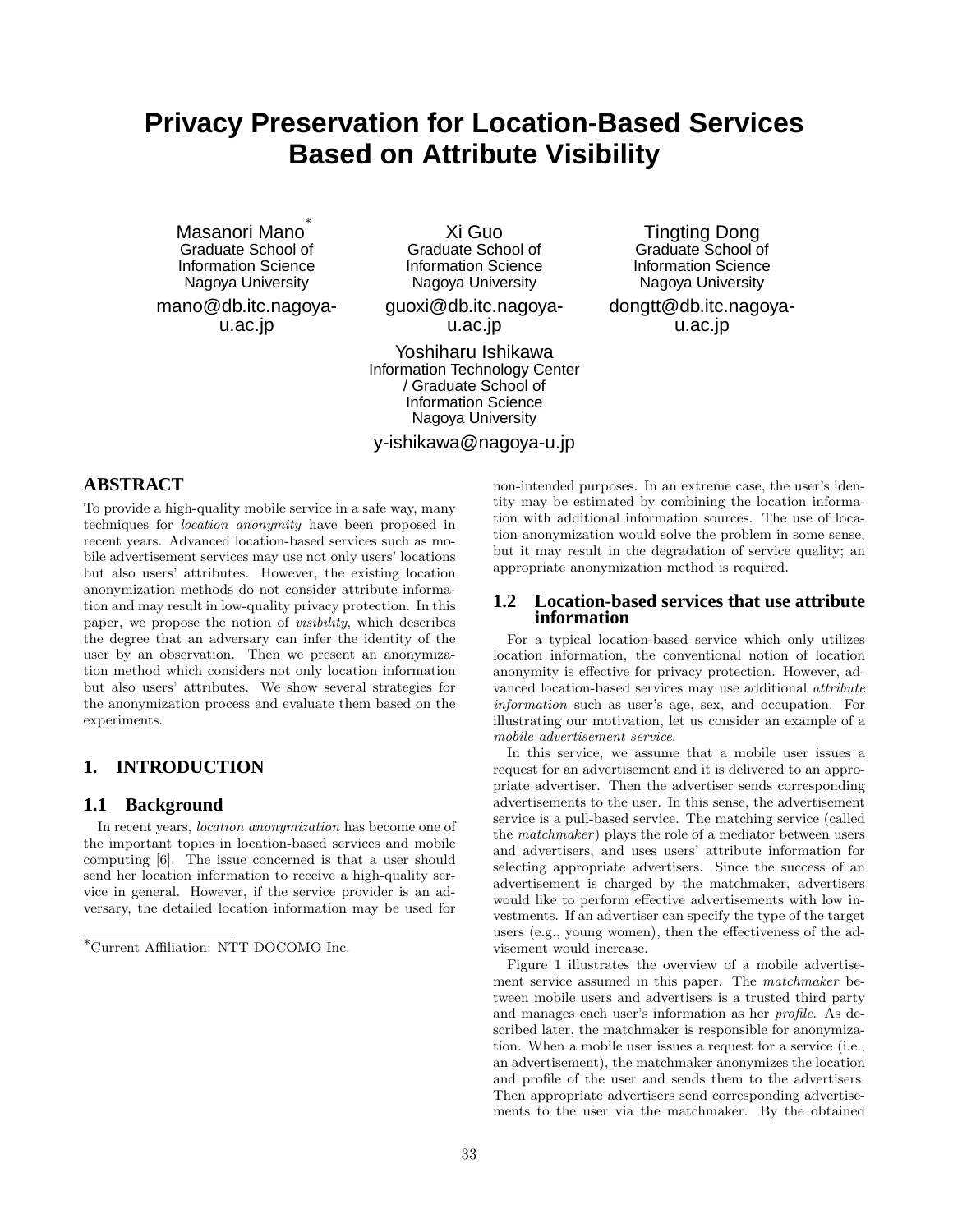# Privacy Preservation for Location-Based Services Based on Attribute Visibility

Masanori Mano*
Graduate School of Information Science
Nagoya University
mano@db.itc.nagoya-u.ac.jp

Xi Guo
Graduate School of Information Science
Nagoya University
guoxi@db.itc.nagoya-u.ac.jp

Tingting Dong
Graduate School of Information Science
Nagoya University
dongtt@db.itc.nagoya-u.ac.jp

Yoshiharu Ishikawa
Information Technology Center / Graduate School of Information Science
Nagoya University
y-ishikawa@nagoya-u.jp

## ABSTRACT

To provide a high-quality mobile service in a safe way, many techniques for *location anonymity* have been proposed in recent years. Advanced location-based services such as mobile advertisement services may use not only users' locations but also users' attributes. However, the existing location anonymization methods do not consider attribute information and may result in low-quality privacy protection. In this paper, we propose the notion of *visibility*, which describes the degree that an adversary can infer the identity of the user by an observation. Then we present an anonymization method which considers not only location information but also users' attributes. We show several strategies for the anonymization process and evaluate them based on the experiments.

## 1. INTRODUCTION

### 1.1 Background

In recent years, *location anonymization* has become one of the important topics in location-based services and mobile computing [6]. The issue concerned is that a user should send her location information to receive a high-quality service in general. However, if the service provider is an adversary, the detailed location information may be used for non-intended purposes. In an extreme case, the user's identity may be estimated by combining the location information with additional information sources. The use of location anonymization would solve the problem in some sense, but it may result in the degradation of service quality; an appropriate anonymization method is required.

### 1.2 Location-based services that use attribute information

For a typical location-based service which only utilizes location information, the conventional notion of location anonymity is effective for privacy protection. However, advanced location-based services may use additional *attribute information* such as user's age, sex, and occupation. For illustrating our motivation, let us consider an example of a *mobile advertisement service*.

In this service, we assume that a mobile user issues a request for an advertisement and it is delivered to an appropriate advertiser. Then the advertiser sends corresponding advertisements to the user. In this sense, the advertisement service is a pull-based service. The matching service (called the *matchmaker*) plays the role of a mediator between users and advertisers, and uses users' attribute information for selecting appropriate advertisers. Since the success of an advertisement is charged by the matchmaker, advertisers would like to perform effective advertisements with low investments. If an advertiser can specify the type of the target users (e.g., young women), then the effectiveness of the advertisement would increase.

Figure 1 illustrates the overview of a mobile advertisement service assumed in this paper. The *matchmaker* between mobile users and advertisers is a trusted third party and manages each user's information as her *profile*. As described later, the matchmaker is responsible for anonymization. When a mobile user issues a request for a service (i.e., an advertisement), the matchmaker anonymizes the location and profile of the user and sends them to the advertisers. Then appropriate advertisers send corresponding advertisements to the user via the matchmaker. By the obtained

*Current Affiliation: NTT DOCOMO Inc.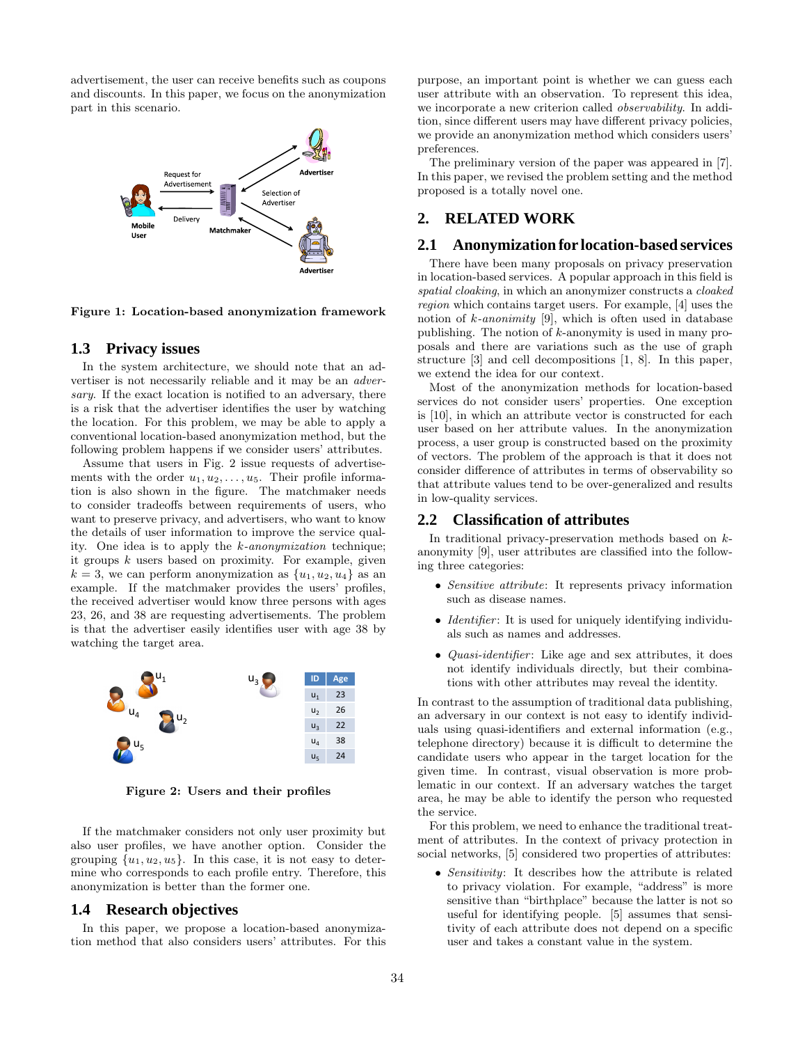advertisement, the user can receive benefits such as coupons and discounts. In this paper, we focus on the anonymization part in this scenario.

Figure 1: Location-based anonymization framework

## 1.3 Privacy issues

In the system architecture, we should note that an advertiser is not necessarily reliable and it may be an *adversary*. If the exact location is notified to an adversary, there is a risk that the advertiser identifies the user by watching the location. For this problem, we may be able to apply a conventional location-based anonymization method, but the following problem happens if we consider users' attributes.

Assume that users in Fig. 2 issue requests of advertisements with the order $u_1, u_2, \ldots, u_5$. Their profile information is also shown in the figure. The matchmaker needs to consider tradeoffs between requirements of users, who want to preserve privacy, and advertisers, who want to know the details of user information to improve the service quality. One idea is to apply the $k$-*anonymization* technique; it groups $k$ users based on proximity. For example, given $k = 3$, we can perform anonymization as $\{u_1, u_2, u_4\}$ as an example. If the matchmaker provides the users' profiles, the received advertiser would know three persons with ages 23, 26, and 38 are requesting advertisements. The problem is that the advertiser easily identifies user with age 38 by watching the target area.

| ID | Age |
|---|---|
| $u_1$ | 23 |
| $u_2$ | 26 |
| $u_3$ | 22 |
| $u_4$ | 38 |
| $u_5$ | 24 |

Figure 2: Users and their profiles

If the matchmaker considers not only user proximity but also user profiles, we have another option. Consider the grouping $\{u_1, u_2, u_5\}$. In this case, it is not easy to determine who corresponds to each profile entry. Therefore, this anonymization is better than the former one.

## 1.4 Research objectives

In this paper, we propose a location-based anonymization method that also considers users' attributes. For this purpose, an important point is whether we can guess each user attribute with an observation. To represent this idea, we incorporate a new criterion called *observability*. In addition, since different users may have different privacy policies, we provide an anonymization method which considers users' preferences.

The preliminary version of the paper was appeared in [7]. In this paper, we revised the problem setting and the method proposed is a totally novel one.

# 2. RELATED WORK

## 2.1 Anonymization for location-based services

There have been many proposals on privacy preservation in location-based services. A popular approach in this field is *spatial cloaking*, in which an anonymizer constructs a *cloaked region* which contains target users. For example, [4] uses the notion of $k$-*anonimity* [9], which is often used in database publishing. The notion of $k$-anonymity is used in many proposals and there are variations such as the use of graph structure [3] and cell decompositions [1, 8]. In this paper, we extend the idea for our context.

Most of the anonymization methods for location-based services do not consider users' properties. One exception is [10], in which an attribute vector is constructed for each user based on her attribute values. In the anonymization process, a user group is constructed based on the proximity of vectors. The problem of the approach is that it does not consider difference of attributes in terms of observability so that attribute values tend to be over-generalized and results in low-quality services.

## 2.2 Classification of attributes

In traditional privacy-preservation methods based on $k$-anonymity [9], user attributes are classified into the following three categories:

- *Sensitive attribute*: It represents privacy information such as disease names.
- *Identifier*: It is used for uniquely identifying individuals such as names and addresses.
- *Quasi-identifier*: Like age and sex attributes, it does not identify individuals directly, but their combinations with other attributes may reveal the identity.

In contrast to the assumption of traditional data publishing, an adversary in our context is not easy to identify individuals using quasi-identifiers and external information (e.g., telephone directory) because it is difficult to determine the candidate users who appear in the target location for the given time. In contrast, visual observation is more problematic in our context. If an adversary watches the target area, he may be able to identify the person who requested the service.

For this problem, we need to enhance the traditional treatment of attributes. In the context of privacy protection in social networks, [5] considered two properties of attributes:

- *Sensitivity*: It describes how the attribute is related to privacy violation. For example, "address" is more sensitive than "birthplace" because the latter is not so useful for identifying people. [5] assumes that sensitivity of each attribute does not depend on a specific user and takes a constant value in the system.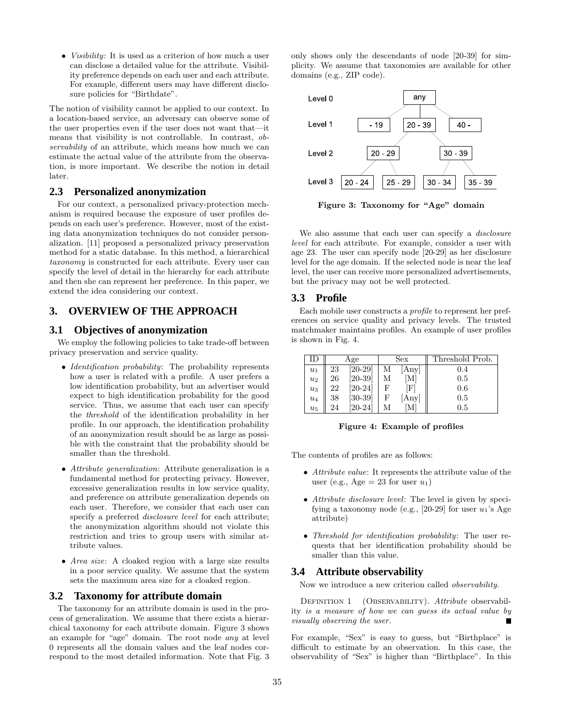- *Visibility*: It is used as a criterion of how much a user can disclose a detailed value for the attribute. Visibility preference depends on each user and each attribute. For example, different users may have different disclosure policies for "Birthdate".

The notion of visibility cannot be applied to our context. In a location-based service, an adversary can observe some of the user properties even if the user does not want that—it means that visibility is not controllable. In contrast, *observability* of an attribute, which means how much we can estimate the actual value of the attribute from the observation, is more important. We describe the notion in detail later.

## 2.3 Personalized anonymization

For our context, a personalized privacy-protection mechanism is required because the exposure of user profiles depends on each user's preference. However, most of the existing data anonymization techniques do not consider personalization. [11] proposed a personalized privacy preservation method for a static database. In this method, a hierarchical *taxonomy* is constructed for each attribute. Every user can specify the level of detail in the hierarchy for each attribute and then she can represent her preference. In this paper, we extend the idea considering our context.

# 3. OVERVIEW OF THE APPROACH

## 3.1 Objectives of anonymization

We employ the following policies to take trade-off between privacy preservation and service quality.

- *Identification probability*: The probability represents how a user is related with a profile. A user prefers a low identification probability, but an advertiser would expect to high identification probability for the good service. Thus, we assume that each user can specify the *threshold* of the identification probability in her profile. In our approach, the identification probability of an anonymization result should be as large as possible with the constraint that the probability should be smaller than the threshold.
- *Attribute generalization*: Attribute generalization is a fundamental method for protecting privacy. However, excessive generalization results in low service quality, and preference on attribute generalization depends on each user. Therefore, we consider that each user can specify a preferred *disclosure level* for each attribute; the anonymization algorithm should not violate this restriction and tries to group users with similar attribute values.
- *Area size*: A cloaked region with a large size results in a poor service quality. We assume that the system sets the maximum area size for a cloaked region.

## 3.2 Taxonomy for attribute domain

The taxonomy for an attribute domain is used in the process of generalization. We assume that there exists a hierarchical taxonomy for each attribute domain. Figure 3 shows an example for "age" domain. The root node *any* at level 0 represents all the domain values and the leaf nodes correspond to the most detailed information. Note that Fig. 3 only shows only the descendants of node [20-39] for simplicity. We assume that taxonomies are available for other domains (e.g., ZIP code).

Level 0: any
Level 1: - 19, 20 - 39, 40 -
Level 2: 20 - 29, 30 - 39
Level 3: 20 - 24, 25 - 29, 30 - 34, 35 - 39

**Figure 3: Taxonomy for "Age" domain**

We also assume that each user can specify a *disclosure level* for each attribute. For example, consider a user with age 23. The user can specify node [20-29] as her disclosure level for the age domain. If the selected node is near the leaf level, the user can receive more personalized advertisements, but the privacy may not be well protected.

## 3.3 Profile

Each mobile user constructs a *profile* to represent her preferences on service quality and privacy levels. The trusted matchmaker maintains profiles. An example of user profiles is shown in Fig. 4.

| ID | Age | | Sex | | Threshold Prob. |
|---|---|---|---|---|---|
| $u_1$ | 23 | [20-29] | M | [Any] | 0.4 |
| $u_2$ | 26 | [20-39] | M | [M] | 0.5 |
| $u_3$ | 22 | [20-24] | F | [F] | 0.6 |
| $u_4$ | 38 | [30-39] | F | [Any] | 0.5 |
| $u_5$ | 24 | [20-24] | M | [M] | 0.5 |

**Figure 4: Example of profiles**

The contents of profiles are as follows:

- *Attribute value*: It represents the attribute value of the user (e.g., Age = 23 for user $u_1$)
- *Attribute disclosure level*: The level is given by specifying a taxonomy node (e.g., [20-29] for user $u_1$'s Age attribute)
- *Threshold for identification probability*: The user requests that her identification probability should be smaller than this value.

## 3.4 Attribute observability

Now we introduce a new criterion called *observability*.

DEFINITION 1 (OBSERVABILITY). *Attribute* observability *is a measure of how we can guess its actual value by visually observing the user.* ∎

For example, "Sex" is easy to guess, but "Birthplace" is difficult to estimate by an observation. In this case, the observability of "Sex" is higher than "Birthplace". In this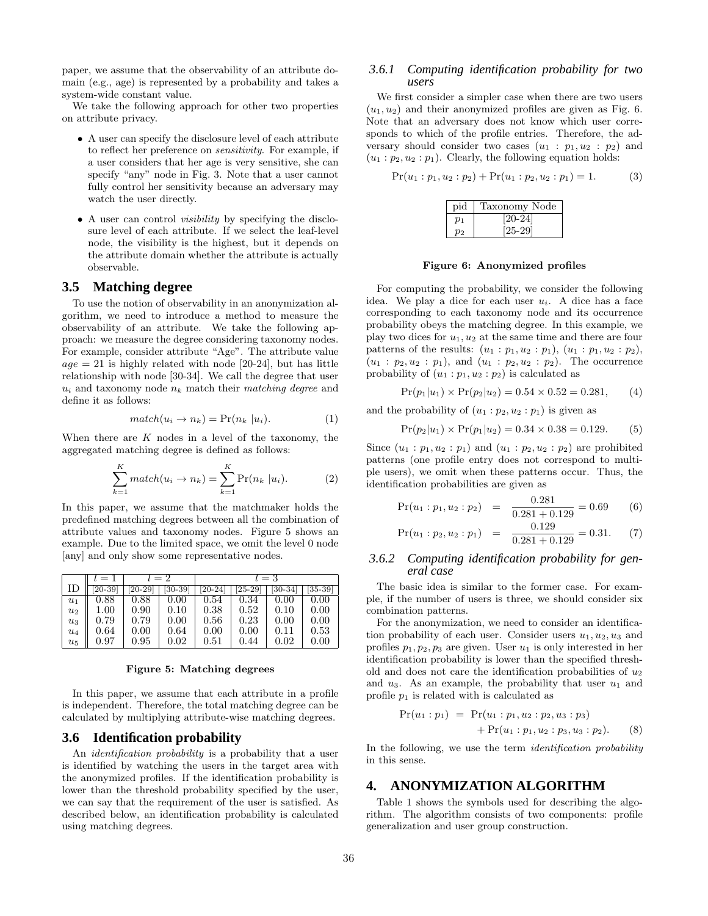paper, we assume that the observability of an attribute domain (e.g., age) is represented by a probability and takes a system-wide constant value.

We take the following approach for other two properties on attribute privacy.

- A user can specify the disclosure level of each attribute to reflect her preference on *sensitivity*. For example, if a user considers that her age is very sensitive, she can specify "any" node in Fig. 3. Note that a user cannot fully control her sensitivity because an adversary may watch the user directly.
- A user can control *visibility* by specifying the disclosure level of each attribute. If we select the leaf-level node, the visibility is the highest, but it depends on the attribute domain whether the attribute is actually observable.

## 3.5 Matching degree

To use the notion of observability in an anonymization algorithm, we need to introduce a method to measure the observability of an attribute. We take the following approach: we measure the degree considering taxonomy nodes. For example, consider attribute "Age". The attribute value $age = 21$ is highly related with node [20-24], but has little relationship with node [30-34]. We call the degree that user $u_i$ and taxonomy node $n_k$ match their *matching degree* and define it as follows:

$$match(u_i \rightarrow n_k) = \Pr(n_k \mid u_i). \tag{1}$$

When there are $K$ nodes in a level of the taxonomy, the aggregated matching degree is defined as follows:

$$\sum_{k=1}^{K} match(u_i \rightarrow n_k) = \sum_{k=1}^{K} \Pr(n_k \mid u_i). \tag{2}$$

In this paper, we assume that the matchmaker holds the predefined matching degrees between all the combination of attribute values and taxonomy nodes. Figure 5 shows an example. Due to the limited space, we omit the level 0 node [any] and only show some representative nodes.

| | $l=1$ | $l=2$ | | $l=3$ | | | |
|---|---|---|---|---|---|---|---|
| ID | [20-39] | [20-29] | [30-39] | [20-24] | [25-29] | [30-34] | [35-39] |
| $u_1$ | 0.88 | 0.88 | 0.00 | 0.54 | 0.34 | 0.00 | 0.00 |
| $u_2$ | 1.00 | 0.90 | 0.10 | 0.38 | 0.52 | 0.10 | 0.00 |
| $u_3$ | 0.79 | 0.79 | 0.00 | 0.56 | 0.23 | 0.00 | 0.00 |
| $u_4$ | 0.64 | 0.00 | 0.64 | 0.00 | 0.00 | 0.11 | 0.53 |
| $u_5$ | 0.97 | 0.95 | 0.02 | 0.51 | 0.44 | 0.02 | 0.00 |

**Figure 5: Matching degrees**

In this paper, we assume that each attribute in a profile is independent. Therefore, the total matching degree can be calculated by multiplying attribute-wise matching degrees.

## 3.6 Identification probability

An *identification probability* is a probability that a user is identified by watching the users in the target area with the anonymized profiles. If the identification probability is lower than the threshold probability specified by the user, we can say that the requirement of the user is satisfied. As described below, an identification probability is calculated using matching degrees.

### 3.6.1 Computing identification probability for two users

We first consider a simpler case when there are two users $(u_1, u_2)$ and their anonymized profiles are given as Fig. 6. Note that an adversary does not know which user corresponds to which of the profile entries. Therefore, the adversary should consider two cases $(u_1 : p_1, u_2 : p_2)$ and $(u_1 : p_2, u_2 : p_1)$. Clearly, the following equation holds:

$$\Pr(u_1 : p_1, u_2 : p_2) + \Pr(u_1 : p_2, u_2 : p_1) = 1. \tag{3}$$

| pid | Taxonomy Node |
|---|---|
| $p_1$ | [20-24] |
| $p_2$ | [25-29] |

**Figure 6: Anonymized profiles**

For computing the probability, we consider the following idea. We play a dice for each user $u_i$. A dice has a face corresponding to each taxonomy node and its occurrence probability obeys the matching degree. In this example, we play two dices for $u_1, u_2$ at the same time and there are four patterns of the results: $(u_1 : p_1, u_2 : p_1)$, $(u_1 : p_1, u_2 : p_2)$, $(u_1 : p_2, u_2 : p_1)$, and $(u_1 : p_2, u_2 : p_2)$. The occurrence probability of $(u_1 : p_1, u_2 : p_2)$ is calculated as

$$\Pr(p_1|u_1) \times \Pr(p_2|u_2) = 0.54 \times 0.52 = 0.281, \tag{4}$$

and the probability of $(u_1 : p_2, u_2 : p_1)$ is given as

$$\Pr(p_2|u_1) \times \Pr(p_1|u_2) = 0.34 \times 0.38 = 0.129. \tag{5}$$

Since $(u_1 : p_1, u_2 : p_1)$ and $(u_1 : p_2, u_2 : p_2)$ are prohibited patterns (one profile entry does not correspond to multiple users), we omit when these patterns occur. Thus, the identification probabilities are given as

$$\Pr(u_1 : p_1, u_2 : p_2) = \frac{0.281}{0.281 + 0.129} = 0.69 \tag{6}$$

$$\Pr(u_1 : p_2, u_2 : p_1) = \frac{0.129}{0.281 + 0.129} = 0.31. \tag{7}$$

### 3.6.2 Computing identification probability for general case

The basic idea is similar to the former case. For example, if the number of users is three, we should consider six combination patterns.

For the anonymization, we need to consider an identification probability of each user. Consider users $u_1, u_2, u_3$ and profiles $p_1, p_2, p_3$ are given. User $u_1$ is only interested in her identification probability is lower than the specified threshold and does not care the identification probabilities of $u_2$ and $u_3$. As an example, the probability that user $u_1$ and profile $p_1$ is related with is calculated as

$$\begin{aligned} \Pr(u_1 : p_1) = \; & \Pr(u_1 : p_1, u_2 : p_2, u_3 : p_3) \\ & + \Pr(u_1 : p_1, u_2 : p_3, u_3 : p_2). \end{aligned} \tag{8}$$

In the following, we use the term *identification probability* in this sense.

# 4. ANONYMIZATION ALGORITHM

Table 1 shows the symbols used for describing the algorithm. The algorithm consists of two components: profile generalization and user group construction.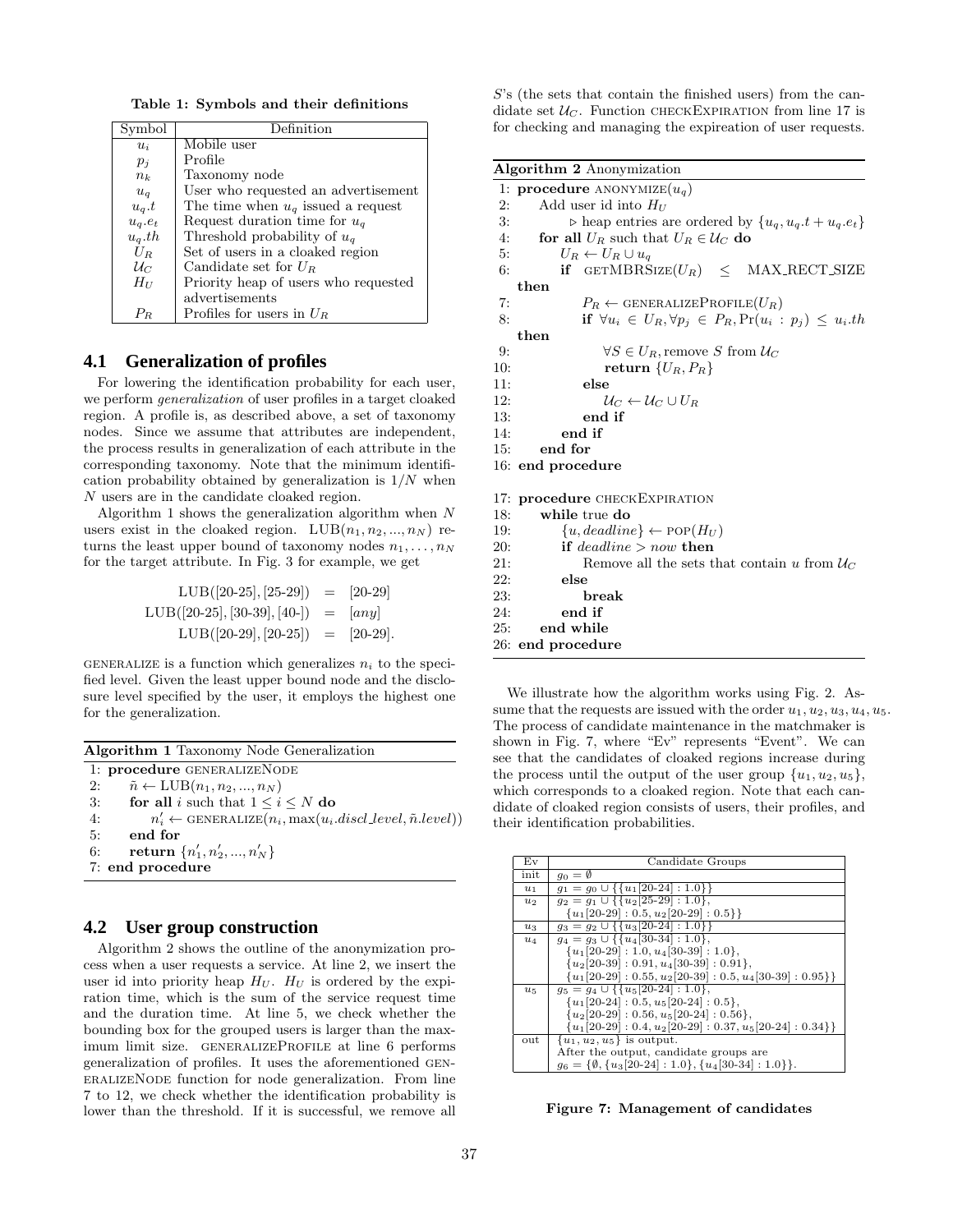**Table 1: Symbols and their definitions**

| Symbol | Definition |
|---|---|
| $u_i$ | Mobile user |
| $p_j$ | Profile |
| $n_k$ | Taxonomy node |
| $u_q$ | User who requested an advertisement |
| $u_q.t$ | The time when $u_q$ issued a request |
| $u_q.e_t$ | Request duration time for $u_q$ |
| $u_q.th$ | Threshold probability of $u_q$ |
| $U_R$ | Set of users in a cloaked region |
| $\mathcal{U}_C$ | Candidate set for $U_R$ |
| $H_U$ | Priority heap of users who requested advertisements |
| $P_R$ | Profiles for users in $U_R$ |

### 4.1 Generalization of profiles

For lowering the identification probability for each user, we perform *generalization* of user profiles in a target cloaked region. A profile is, as described above, a set of taxonomy nodes. Since we assume that attributes are independent, the process results in generalization of each attribute in the corresponding taxonomy. Note that the minimum identification probability obtained by generalization is $1/N$ when $N$ users are in the candidate cloaked region.

Algorithm 1 shows the generalization algorithm when $N$ users exist in the cloaked region. $\text{LUB}(n_1, n_2, ..., n_N)$ returns the least upper bound of taxonomy nodes $n_1, \ldots, n_N$ for the target attribute. In Fig. 3 for example, we get

$$\begin{aligned}
\text{LUB}([20\text{-}25], [25\text{-}29]) &= [20\text{-}29] \\
\text{LUB}([20\text{-}25], [30\text{-}39], [40\text{-}]) &= [any] \\
\text{LUB}([20\text{-}29], [20\text{-}25]) &= [20\text{-}29].
\end{aligned}$$

GENERALIZE is a function which generalizes $n_i$ to the specified level. Given the least upper bound node and the disclosure level specified by the user, it employs the highest one for the generalization.

**Algorithm 1** Taxonomy Node Generalization

```
1: procedure GENERALIZENODE
2:     ñ ← LUB(n_1, n_2, ..., n_N)
3:     for all i such that 1 ≤ i ≤ N do
4:         n'_i ← GENERALIZE(n_i, max(u_i.discl_level, ñ.level))
5:     end for
6:     return {n'_1, n'_2, ..., n'_N}
7: end procedure
```

### 4.2 User group construction

Algorithm 2 shows the outline of the anonymization process when a user requests a service. At line 2, we insert the user id into priority heap $H_U$. $H_U$ is ordered by the expiration time, which is the sum of the service request time and the duration time. At line 5, we check whether the bounding box for the grouped users is larger than the maximum limit size. GENERALIZEPROFILE at line 6 performs generalization of profiles. It uses the aforementioned GENERALIZENODE function for node generalization. From line 7 to 12, we check whether the identification probability is lower than the threshold. If it is successful, we remove all $S$'s (the sets that contain the finished users) from the candidate set $\mathcal{U}_C$. Function CHECKEXPIRATION from line 17 is for checking and managing the expireation of user requests.

**Algorithm 2** Anonymization

```
1: procedure ANONYMIZE(u_q)
2:     Add user id into H_U
3:         ▷ heap entries are ordered by {u_q, u_q.t + u_q.e_t}
4:     for all U_R such that U_R ∈ U_C do
5:         U_R ← U_R ∪ u_q
6:         if GETMBRSIZE(U_R) ≤ MAX_RECT_SIZE then
7:             P_R ← GENERALIZEPROFILE(U_R)
8:             if ∀u_i ∈ U_R, ∀p_j ∈ P_R, Pr(u_i : p_j) ≤ u_i.th then
9:                 ∀S ∈ U_R, remove S from U_C
10:                return {U_R, P_R}
11:            else
12:                U_C ← U_C ∪ U_R
13:            end if
14:        end if
15:    end for
16: end procedure

17: procedure CHECKEXPIRATION
18:    while true do
19:        {u, deadline} ← POP(H_U)
20:        if deadline > now then
21:            Remove all the sets that contain u from U_C
22:        else
23:            break
24:        end if
25:    end while
26: end procedure
```

We illustrate how the algorithm works using Fig. 2. Assume that the requests are issued with the order $u_1, u_2, u_3, u_4, u_5$. The process of candidate maintenance in the matchmaker is shown in Fig. 7, where "Ev" represents "Event". We can see that the candidates of cloaked regions increase during the process until the output of the user group $\{u_1, u_2, u_5\}$, which corresponds to a cloaked region. Note that each candidate of cloaked region consists of users, their profiles, and their identification probabilities.

| Ev | Candidate Groups |
|---|---|
| init | $g_0 = \emptyset$ |
| $u_1$ | $g_1 = g_0 \cup \{\{u_1[20\text{-}24] : 1.0\}\}$ |
| $u_2$ | $g_2 = g_1 \cup \{\{u_2[25\text{-}29] : 1.0\},$ $\{u_1[20\text{-}29] : 0.5, u_2[20\text{-}29] : 0.5\}\}$ |
| $u_3$ | $g_3 = g_2 \cup \{\{u_3[20\text{-}24] : 1.0\}\}$ |
| $u_4$ | $g_4 = g_3 \cup \{\{u_4[30\text{-}34] : 1.0\},$ $\{u_1[20\text{-}29] : 1.0, u_4[30\text{-}39] : 1.0\},$ $\{u_2[20\text{-}39] : 0.91, u_4[30\text{-}39] : 0.91\},$ $\{u_1[20\text{-}29] : 0.55, u_2[20\text{-}39] : 0.5, u_4[30\text{-}39] : 0.95\}\}$ |
| $u_5$ | $g_5 = g_4 \cup \{\{u_5[20\text{-}24] : 1.0\},$ $\{u_1[20\text{-}24] : 0.5, u_5[20\text{-}24] : 0.5\},$ $\{u_2[20\text{-}29] : 0.56, u_5[20\text{-}24] : 0.56\},$ $\{u_1[20\text{-}29] : 0.4, u_2[20\text{-}29] : 0.37, u_5[20\text{-}24] : 0.34\}\}$ |
| out | $\{u_1, u_2, u_5\}$ is output. After the output, candidate groups are $g_6 = \{\emptyset, \{u_3[20\text{-}24] : 1.0\}, \{u_4[30\text{-}34] : 1.0\}\}$. |

**Figure 7: Management of candidates**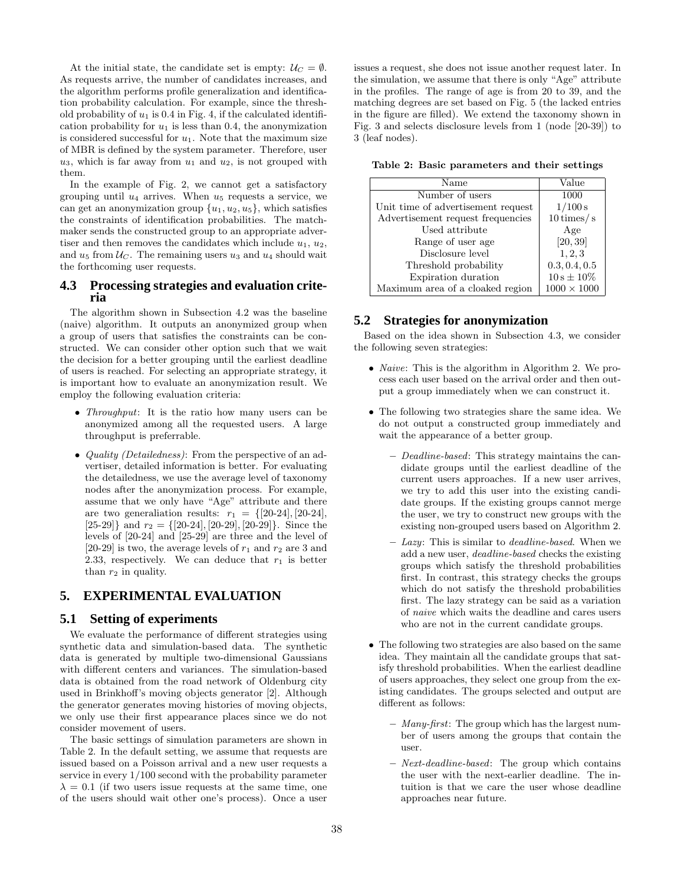At the initial state, the candidate set is empty: $\mathcal{U}_C = \emptyset$. As requests arrive, the number of candidates increases, and the algorithm performs profile generalization and identification probability calculation. For example, since the threshold probability of $u_1$ is 0.4 in Fig. 4, if the calculated identification probability for $u_1$ is less than 0.4, the anonymization is considered successful for $u_1$. Note that the maximum size of MBR is defined by the system parameter. Therefore, user $u_3$, which is far away from $u_1$ and $u_2$, is not grouped with them.

In the example of Fig. 2, we cannot get a satisfactory grouping until $u_4$ arrives. When $u_5$ requests a service, we can get an anonymization group $\{u_1, u_2, u_5\}$, which satisfies the constraints of identification probabilities. The matchmaker sends the constructed group to an appropriate advertiser and then removes the candidates which include $u_1$, $u_2$, and $u_5$ from $\mathcal{U}_C$. The remaining users $u_3$ and $u_4$ should wait the forthcoming user requests.

## 4.3 Processing strategies and evaluation criteria

The algorithm shown in Subsection 4.2 was the baseline (naive) algorithm. It outputs an anonymized group when a group of users that satisfies the constraints can be constructed. We can consider other option such that we wait the decision for a better grouping until the earliest deadline of users is reached. For selecting an appropriate strategy, it is important how to evaluate an anonymization result. We employ the following evaluation criteria:

- *Throughput*: It is the ratio how many users can be anonymized among all the requested users. A large throughput is preferrable.
- *Quality (Detailedness)*: From the perspective of an advertiser, detailed information is better. For evaluating the detailedness, we use the average level of taxonomy nodes after the anonymization process. For example, assume that we only have "Age" attribute and there are two generaliation results: $r_1 = \{[20\text{-}24], [20\text{-}24], [25\text{-}29]\}$ and $r_2 = \{[20\text{-}24], [20\text{-}29], [20\text{-}29]\}$. Since the levels of [20-24] and [25-29] are three and the level of [20-29] is two, the average levels of $r_1$ and $r_2$ are 3 and 2.33, respectively. We can deduce that $r_1$ is better than $r_2$ in quality.

# 5. EXPERIMENTAL EVALUATION

## 5.1 Setting of experiments

We evaluate the performance of different strategies using synthetic data and simulation-based data. The synthetic data is generated by multiple two-dimensional Gaussians with different centers and variances. The simulation-based data is obtained from the road network of Oldenburg city used in Brinkhoff's moving objects generator [2]. Although the generator generates moving histories of moving objects, we only use their first appearance places since we do not consider movement of users.

The basic settings of simulation parameters are shown in Table 2. In the default setting, we assume that requests are issued based on a Poisson arrival and a new user requests a service in every 1/100 second with the probability parameter $\lambda = 0.1$ (if two users issue requests at the same time, one of the users should wait other one's process). Once a user issues a request, she does not issue another request later. In the simulation, we assume that there is only "Age" attribute in the profiles. The range of age is from 20 to 39, and the matching degrees are set based on Fig. 5 (the lacked entries in the figure are filled). We extend the taxonomy shown in Fig. 3 and selects disclosure levels from 1 (node [20-39]) to 3 (leaf nodes).

**Table 2: Basic parameters and their settings**

| Name | Value |
|---|---|
| Number of users | 1000 |
| Unit time of advertisement request | $1/100\,\mathrm{s}$ |
| Advertisement request frequencies | $10\,\mathrm{times/\,s}$ |
| Used attribute | Age |
| Range of user age | $[20, 39]$ |
| Disclosure level | $1, 2, 3$ |
| Threshold probability | $0.3, 0.4, 0.5$ |
| Expiration duration | $10\,\mathrm{s} \pm 10\%$ |
| Maximum area of a cloaked region | $1000 \times 1000$ |

## 5.2 Strategies for anonymization

Based on the idea shown in Subsection 4.3, we consider the following seven strategies:

- *Naive*: This is the algorithm in Algorithm 2. We process each user based on the arrival order and then output a group immediately when we can construct it.
- The following two strategies share the same idea. We do not output a constructed group immediately and wait the appearance of a better group.
  - *Deadline-based*: This strategy maintains the candidate groups until the earliest deadline of the current users approaches. If a new user arrives, we try to add this user into the existing candidate groups. If the existing groups cannot merge the user, we try to construct new groups with the existing non-grouped users based on Algorithm 2.
  - *Lazy*: This is similar to *deadline-based*. When we add a new user, *deadline-based* checks the existing groups which satisfy the threshold probabilities first. In contrast, this strategy checks the groups which do not satisfy the threshold probabilities first. The lazy strategy can be said as a variation of *naive* which waits the deadline and cares users who are not in the current candidate groups.
- The following two strategies are also based on the same idea. They maintain all the candidate groups that satisfy threshold probabilities. When the earliest deadline of users approaches, they select one group from the existing candidates. The groups selected and output are different as follows:
  - *Many-first*: The group which has the largest number of users among the groups that contain the user.
  - *Next-deadline-based*: The group which contains the user with the next-earlier deadline. The intuition is that we care the user whose deadline approaches near future.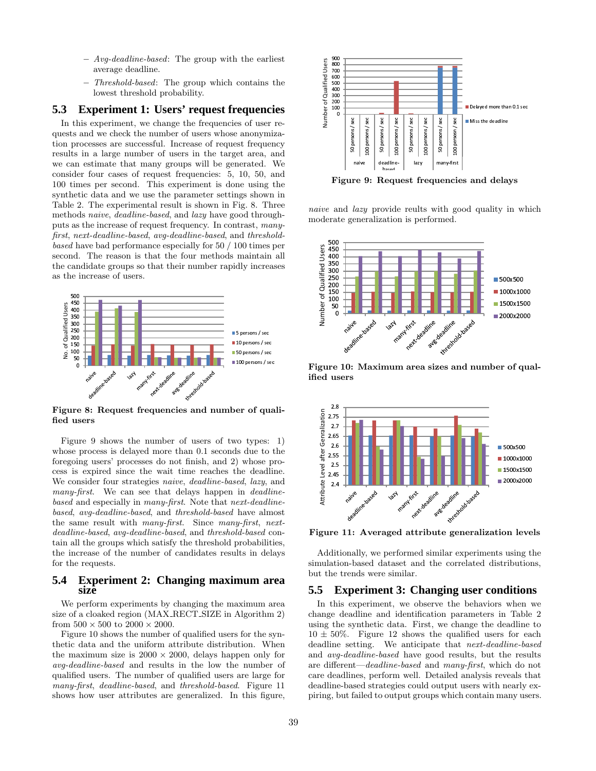– *Avg-deadline-based*: The group with the earliest average deadline.

– *Threshold-based*: The group which contains the lowest threshold probability.

### 5.3 Experiment 1: Users' request frequencies

In this experiment, we change the frequencies of user requests and we check the number of users whose anonymization processes are successful. Increase of request frequency results in a large number of users in the target area, and we can estimate that many groups will be generated. We consider four cases of request frequencies: 5, 10, 50, and 100 times per second. This experiment is done using the synthetic data and we use the parameter settings shown in Table 2. The experimental result is shown in Fig. 8. Three methods *naive*, *deadline-based*, and *lazy* have good throughputs as the increase of request frequency. In contrast, *many-first*, *next-deadline-based*, *avg-deadline-based*, and *threshold-based* have bad performance especially for 50 / 100 times per second. The reason is that the four methods maintain all the candidate groups so that their number rapidly increases as the increase of users.

**Figure 8: Request frequencies and number of qualified users**

Figure 9 shows the number of users of two types: 1) whose process is delayed more than 0.1 seconds due to the foregoing users' processes do not finish, and 2) whose process is expired since the wait time reaches the deadline. We consider four strategies *naive*, *deadline-based*, *lazy*, and *many-first*. We can see that delays happen in *deadline-based* and especially in *many-first*. Note that *next-deadline-based*, *avg-deadline-based*, and *threshold-based* have almost the same result with *many-first*. Since *many-first*, *next-deadline-based*, *avg-deadline-based*, and *threshold-based* contain all the groups which satisfy the threshold probabilities, the increase of the number of candidates results in delays for the requests.

### 5.4 Experiment 2: Changing maximum area size

We perform experiments by changing the maximum area size of a cloaked region (MAX_RECT_SIZE in Algorithm 2) from $500 \times 500$ to $2000 \times 2000$.

Figure 10 shows the number of qualified users for the synthetic data and the uniform attribute distribution. When the maximum size is $2000 \times 2000$, delays happen only for *avg-deadline-based* and results in the low the number of qualified users. The number of qualified users are large for *many-first*, *deadline-based*, and *threshold-based*. Figure 11 shows how user attributes are generalized. In this figure, *naive* and *lazy* provide reults with good quality in which moderate generalization is performed.

**Figure 9: Request frequencies and delays**

**Figure 10: Maximum area sizes and number of qualified users**

**Figure 11: Averaged attribute generalization levels**

Additionally, we performed similar experiments using the simulation-based dataset and the correlated distributions, but the trends were similar.

### 5.5 Experiment 3: Changing user conditions

In this experiment, we observe the behaviors when we change deadline and identification parameters in Table 2 using the synthetic data. First, we change the deadline to $10 \pm 50\%$. Figure 12 shows the qualified users for each deadline setting. We anticipate that *next-deadline-based* and *avg-deadline-based* have good results, but the results are different—*deadline-based* and *many-first*, which do not care deadlines, perform well. Detailed analysis reveals that deadline-based strategies could output users with nearly expiring, but failed to output groups which contain many users.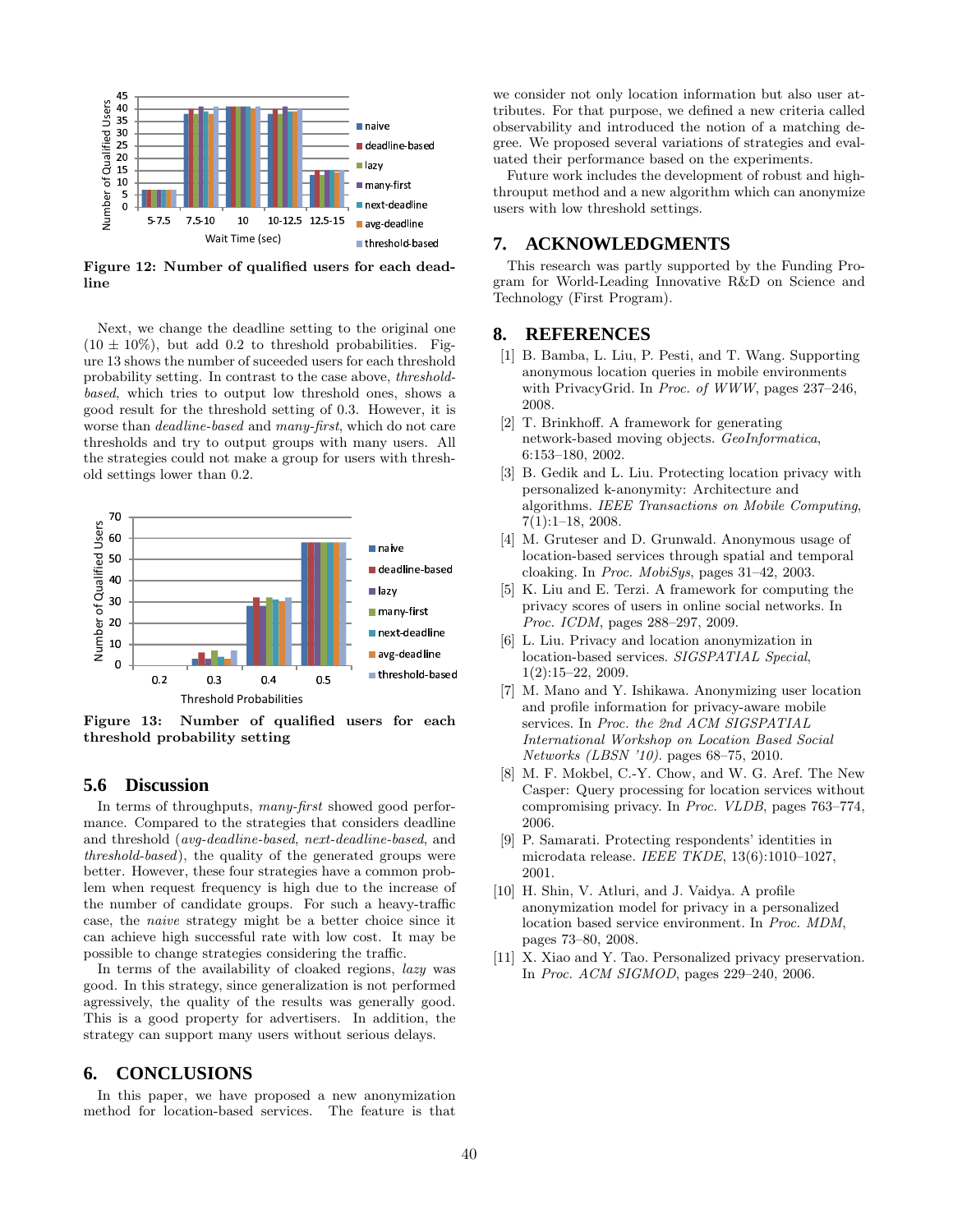Number of Qualified Users

45
40
35
30
25
20
15
10
5
0

5-7.5 7.5-10 10 10-12.5 12.5-15

Wait Time (sec)

naive
deadline-based
lazy
many-first
next-deadline
avg-deadline
threshold-based

**Figure 12: Number of qualified users for each deadline**

Next, we change the deadline setting to the original one ($10 \pm 10\%$), but add 0.2 to threshold probabilities. Figure 13 shows the number of suceeded users for each threshold probability setting. In contrast to the case above, *threshold-based*, which tries to output low threshold ones, shows a good result for the threshold setting of 0.3. However, it is worse than *deadline-based* and *many-first*, which do not care thresholds and try to output groups with many users. All the strategies could not make a group for users with threshold settings lower than 0.2.

Number of Qualified Users

70
60
50
40
30
20
10
0

0.2 0.3 0.4 0.5

Threshold Probabilities

naive
deadline-based
lazy
many-first
next-deadline
avg-deadline
threshold-based

**Figure 13: Number of qualified users for each threshold probability setting**

### 5.6 Discussion

In terms of throughputs, *many-first* showed good performance. Compared to the strategies that considers deadline and threshold (*avg-deadline-based*, *next-deadline-based*, and *threshold-based*), the quality of the generated groups were better. However, these four strategies have a common problem when request frequency is high due to the increase of the number of candidate groups. For such a heavy-traffic case, the *naive* strategy might be a better choice since it can achieve high successful rate with low cost. It may be possible to change strategies considering the traffic.

In terms of the availability of cloaked regions, *lazy* was good. In this strategy, since generalization is not performed agressively, the quality of the results was generally good. This is a good property for advertisers. In addition, the strategy can support many users without serious delays.

## 6. CONCLUSIONS

In this paper, we have proposed a new anonymization method for location-based services. The feature is that we consider not only location information but also user attributes. For that purpose, we defined a new criteria called observability and introduced the notion of a matching degree. We proposed several variations of strategies and evaluated their performance based on the experiments.

Future work includes the development of robust and high-throuput method and a new algorithm which can anonymize users with low threshold settings.

## 7. ACKNOWLEDGMENTS

This research was partly supported by the Funding Program for World-Leading Innovative R&D on Science and Technology (First Program).

## 8. REFERENCES

[1] B. Bamba, L. Liu, P. Pesti, and T. Wang. Supporting anonymous location queries in mobile environments with PrivacyGrid. In *Proc. of WWW*, pages 237–246, 2008.

[2] T. Brinkhoff. A framework for generating network-based moving objects. *GeoInformatica*, 6:153–180, 2002.

[3] B. Gedik and L. Liu. Protecting location privacy with personalized k-anonymity: Architecture and algorithms. *IEEE Transactions on Mobile Computing*, 7(1):1–18, 2008.

[4] M. Gruteser and D. Grunwald. Anonymous usage of location-based services through spatial and temporal cloaking. In *Proc. MobiSys*, pages 31–42, 2003.

[5] K. Liu and E. Terzi. A framework for computing the privacy scores of users in online social networks. In *Proc. ICDM*, pages 288–297, 2009.

[6] L. Liu. Privacy and location anonymization in location-based services. *SIGSPATIAL Special*, 1(2):15–22, 2009.

[7] M. Mano and Y. Ishikawa. Anonymizing user location and profile information for privacy-aware mobile services. In *Proc. the 2nd ACM SIGSPATIAL International Workshop on Location Based Social Networks (LBSN '10)*. pages 68–75, 2010.

[8] M. F. Mokbel, C.-Y. Chow, and W. G. Aref. The New Casper: Query processing for location services without compromising privacy. In *Proc. VLDB*, pages 763–774, 2006.

[9] P. Samarati. Protecting respondents' identities in microdata release. *IEEE TKDE*, 13(6):1010–1027, 2001.

[10] H. Shin, V. Atluri, and J. Vaidya. A profile anonymization model for privacy in a personalized location based service environment. In *Proc. MDM*, pages 73–80, 2008.

[11] X. Xiao and Y. Tao. Personalized privacy preservation. In *Proc. ACM SIGMOD*, pages 229–240, 2006.